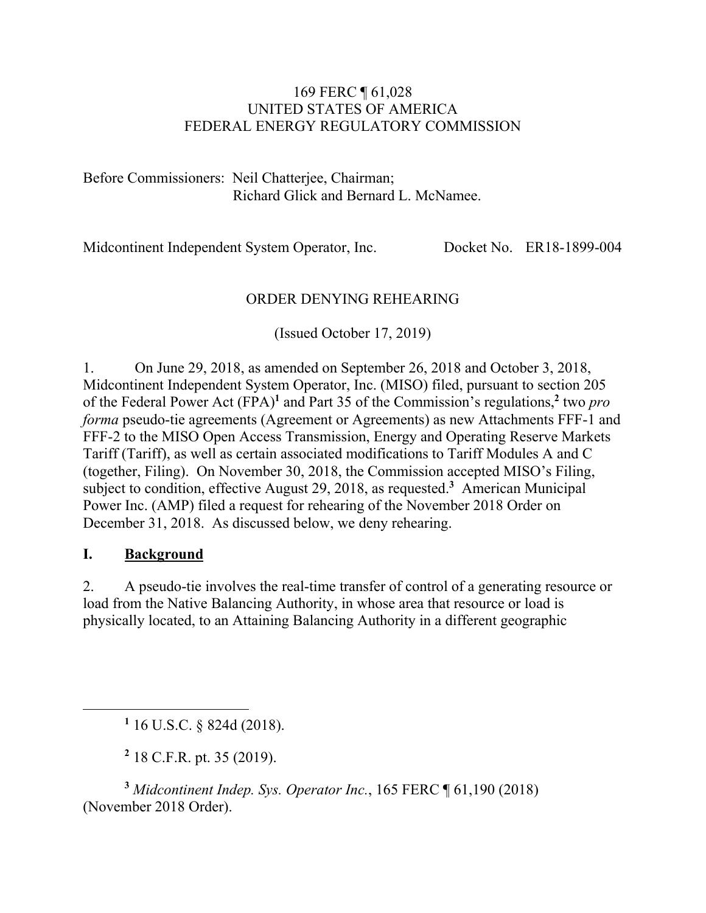169 FERC ¶ 61,028
UNITED STATES OF AMERICA
FEDERAL ENERGY REGULATORY COMMISSION

Before Commissioners: Neil Chatterjee, Chairman;
Richard Glick and Bernard L. McNamee.

Midcontinent Independent System Operator, Inc. Docket No. ER18-1899-004

ORDER DENYING REHEARING

(Issued October 17, 2019)

1. On June 29, 2018, as amended on September 26, 2018 and October 3, 2018, Midcontinent Independent System Operator, Inc. (MISO) filed, pursuant to section 205 of the Federal Power Act (FPA)[1] and Part 35 of the Commission's regulations,[2] two *pro forma* pseudo-tie agreements (Agreement or Agreements) as new Attachments FFF-1 and FFF-2 to the MISO Open Access Transmission, Energy and Operating Reserve Markets Tariff (Tariff), as well as certain associated modifications to Tariff Modules A and C (together, Filing). On November 30, 2018, the Commission accepted MISO's Filing, subject to condition, effective August 29, 2018, as requested.[3] American Municipal Power Inc. (AMP) filed a request for rehearing of the November 2018 Order on December 31, 2018. As discussed below, we deny rehearing.

## I. Background

2. A pseudo-tie involves the real-time transfer of control of a generating resource or load from the Native Balancing Authority, in whose area that resource or load is physically located, to an Attaining Balancing Authority in a different geographic

---

[1] 16 U.S.C. § 824d (2018).

[2] 18 C.F.R. pt. 35 (2019).

[3] *Midcontinent Indep. Sys. Operator Inc.*, 165 FERC ¶ 61,190 (2018) (November 2018 Order).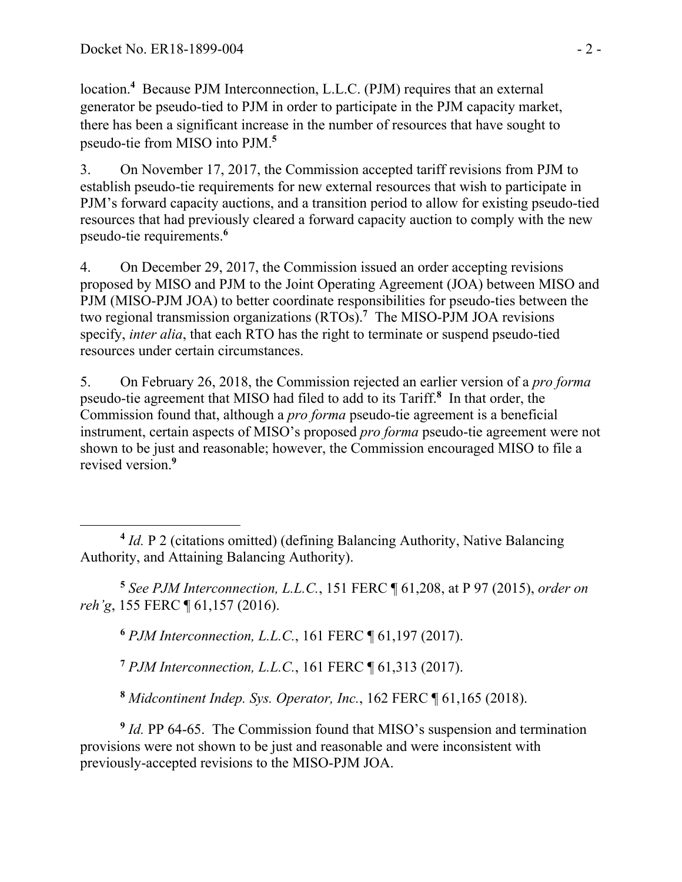location.[4] Because PJM Interconnection, L.L.C. (PJM) requires that an external generator be pseudo-tied to PJM in order to participate in the PJM capacity market, there has been a significant increase in the number of resources that have sought to pseudo-tie from MISO into PJM.[5]

3. On November 17, 2017, the Commission accepted tariff revisions from PJM to establish pseudo-tie requirements for new external resources that wish to participate in PJM's forward capacity auctions, and a transition period to allow for existing pseudo-tied resources that had previously cleared a forward capacity auction to comply with the new pseudo-tie requirements.[6]

4. On December 29, 2017, the Commission issued an order accepting revisions proposed by MISO and PJM to the Joint Operating Agreement (JOA) between MISO and PJM (MISO-PJM JOA) to better coordinate responsibilities for pseudo-ties between the two regional transmission organizations (RTOs).[7] The MISO-PJM JOA revisions specify, *inter alia*, that each RTO has the right to terminate or suspend pseudo-tied resources under certain circumstances.

5. On February 26, 2018, the Commission rejected an earlier version of a *pro forma* pseudo-tie agreement that MISO had filed to add to its Tariff.[8] In that order, the Commission found that, although a *pro forma* pseudo-tie agreement is a beneficial instrument, certain aspects of MISO's proposed *pro forma* pseudo-tie agreement were not shown to be just and reasonable; however, the Commission encouraged MISO to file a revised version.[9]

---

[4] *Id.* P 2 (citations omitted) (defining Balancing Authority, Native Balancing Authority, and Attaining Balancing Authority).

[5] *See PJM Interconnection, L.L.C.*, 151 FERC ¶ 61,208, at P 97 (2015), *order on reh'g*, 155 FERC ¶ 61,157 (2016).

[6] *PJM Interconnection, L.L.C.*, 161 FERC ¶ 61,197 (2017).

[7] *PJM Interconnection, L.L.C.*, 161 FERC ¶ 61,313 (2017).

[8] *Midcontinent Indep. Sys. Operator, Inc.*, 162 FERC ¶ 61,165 (2018).

[9] *Id.* PP 64-65. The Commission found that MISO's suspension and termination provisions were not shown to be just and reasonable and were inconsistent with previously-accepted revisions to the MISO-PJM JOA.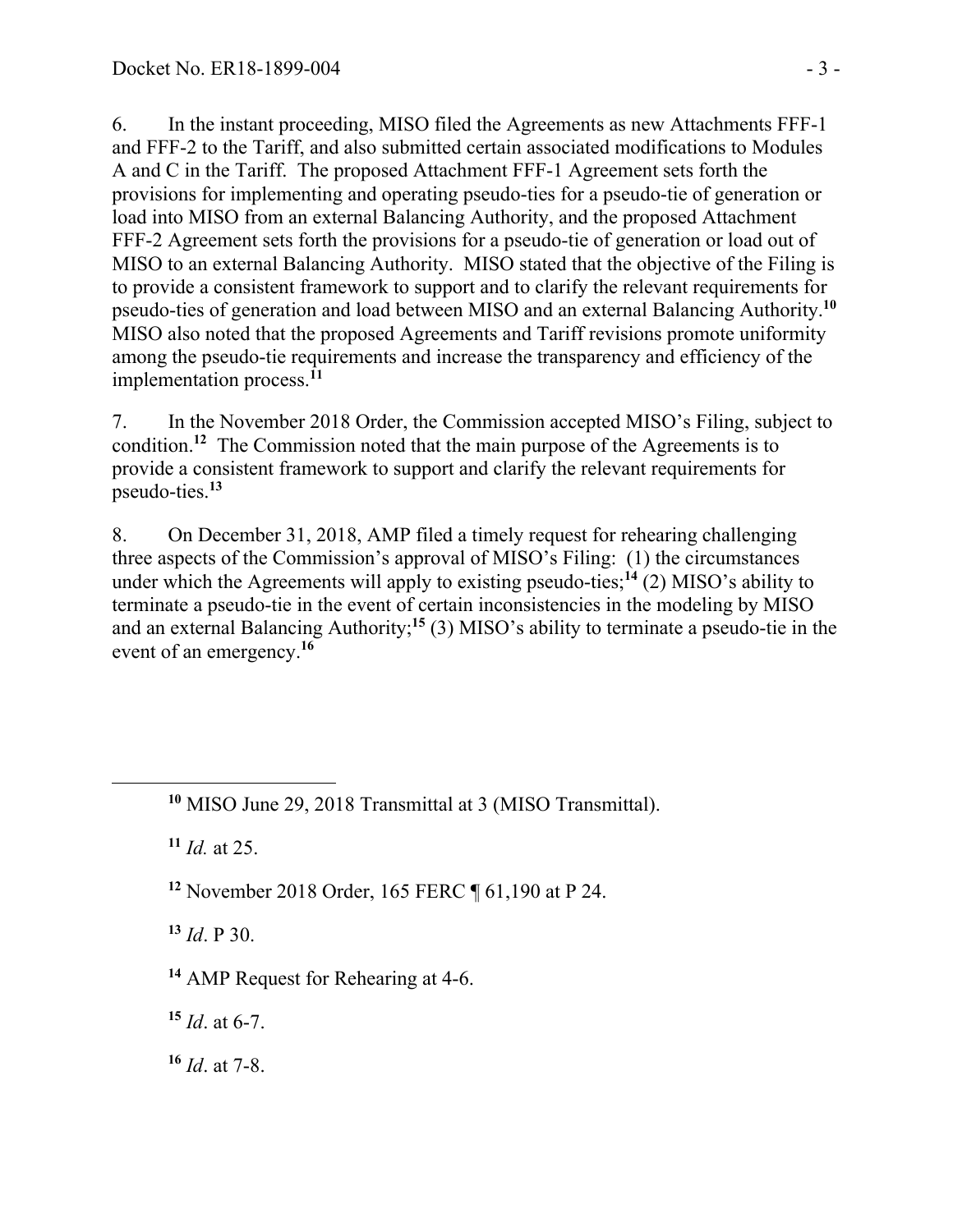6. In the instant proceeding, MISO filed the Agreements as new Attachments FFF-1 and FFF-2 to the Tariff, and also submitted certain associated modifications to Modules A and C in the Tariff. The proposed Attachment FFF-1 Agreement sets forth the provisions for implementing and operating pseudo-ties for a pseudo-tie of generation or load into MISO from an external Balancing Authority, and the proposed Attachment FFF-2 Agreement sets forth the provisions for a pseudo-tie of generation or load out of MISO to an external Balancing Authority. MISO stated that the objective of the Filing is to provide a consistent framework to support and to clarify the relevant requirements for pseudo-ties of generation and load between MISO and an external Balancing Authority.[10] MISO also noted that the proposed Agreements and Tariff revisions promote uniformity among the pseudo-tie requirements and increase the transparency and efficiency of the implementation process.[11]

7. In the November 2018 Order, the Commission accepted MISO's Filing, subject to condition.[12] The Commission noted that the main purpose of the Agreements is to provide a consistent framework to support and clarify the relevant requirements for pseudo-ties.[13]

8. On December 31, 2018, AMP filed a timely request for rehearing challenging three aspects of the Commission's approval of MISO's Filing: (1) the circumstances under which the Agreements will apply to existing pseudo-ties;[14] (2) MISO's ability to terminate a pseudo-tie in the event of certain inconsistencies in the modeling by MISO and an external Balancing Authority;[15] (3) MISO's ability to terminate a pseudo-tie in the event of an emergency.[16]

---

[10] MISO June 29, 2018 Transmittal at 3 (MISO Transmittal).

[11] *Id.* at 25.

[12] November 2018 Order, 165 FERC ¶ 61,190 at P 24.

[13] *Id*. P 30.

[14] AMP Request for Rehearing at 4-6.

[15] *Id*. at 6-7.

[16] *Id*. at 7-8.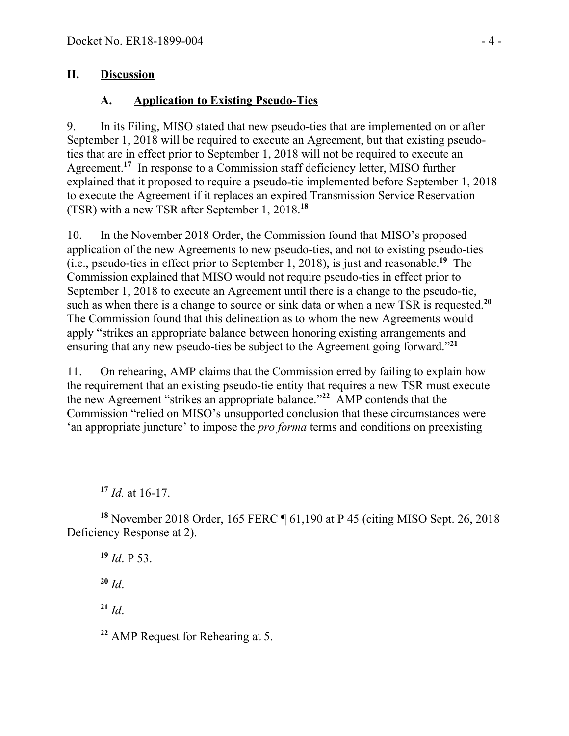## II. Discussion

### A. Application to Existing Pseudo-Ties

9. In its Filing, MISO stated that new pseudo-ties that are implemented on or after September 1, 2018 will be required to execute an Agreement, but that existing pseudo-ties that are in effect prior to September 1, 2018 will not be required to execute an Agreement.[17] In response to a Commission staff deficiency letter, MISO further explained that it proposed to require a pseudo-tie implemented before September 1, 2018 to execute the Agreement if it replaces an expired Transmission Service Reservation (TSR) with a new TSR after September 1, 2018.[18]

10. In the November 2018 Order, the Commission found that MISO's proposed application of the new Agreements to new pseudo-ties, and not to existing pseudo-ties (i.e., pseudo-ties in effect prior to September 1, 2018), is just and reasonable.[19] The Commission explained that MISO would not require pseudo-ties in effect prior to September 1, 2018 to execute an Agreement until there is a change to the pseudo-tie, such as when there is a change to source or sink data or when a new TSR is requested.[20] The Commission found that this delineation as to whom the new Agreements would apply "strikes an appropriate balance between honoring existing arrangements and ensuring that any new pseudo-ties be subject to the Agreement going forward."[21]

11. On rehearing, AMP claims that the Commission erred by failing to explain how the requirement that an existing pseudo-tie entity that requires a new TSR must execute the new Agreement "strikes an appropriate balance."[22] AMP contends that the Commission "relied on MISO's unsupported conclusion that these circumstances were 'an appropriate juncture' to impose the *pro forma* terms and conditions on preexisting

---

[17] *Id.* at 16-17.

[18] November 2018 Order, 165 FERC ¶ 61,190 at P 45 (citing MISO Sept. 26, 2018 Deficiency Response at 2).

[19] *Id*. P 53.

[20] *Id*.

[21] *Id*.

[22] AMP Request for Rehearing at 5.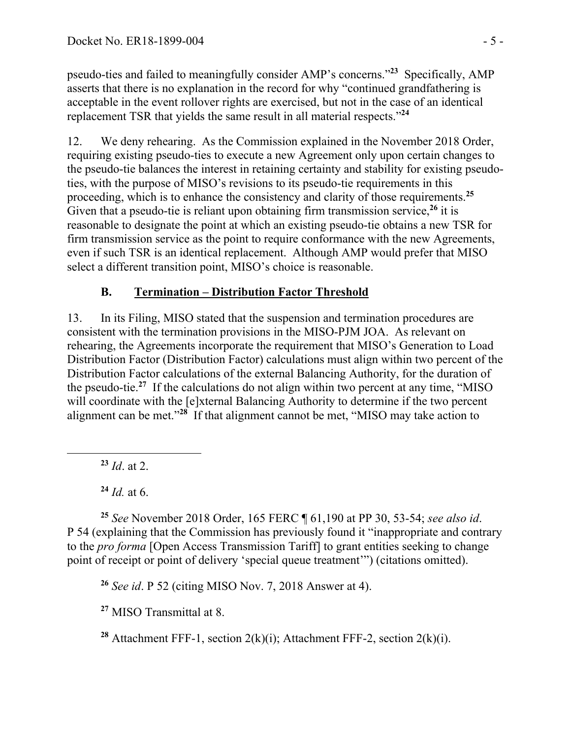pseudo-ties and failed to meaningfully consider AMP's concerns."[23] Specifically, AMP asserts that there is no explanation in the record for why "continued grandfathering is acceptable in the event rollover rights are exercised, but not in the case of an identical replacement TSR that yields the same result in all material respects."[24]

12. We deny rehearing. As the Commission explained in the November 2018 Order, requiring existing pseudo-ties to execute a new Agreement only upon certain changes to the pseudo-tie balances the interest in retaining certainty and stability for existing pseudo-ties, with the purpose of MISO's revisions to its pseudo-tie requirements in this proceeding, which is to enhance the consistency and clarity of those requirements.[25] Given that a pseudo-tie is reliant upon obtaining firm transmission service,[26] it is reasonable to designate the point at which an existing pseudo-tie obtains a new TSR for firm transmission service as the point to require conformance with the new Agreements, even if such TSR is an identical replacement. Although AMP would prefer that MISO select a different transition point, MISO's choice is reasonable.

### B. <u>Termination – Distribution Factor Threshold</u>

13. In its Filing, MISO stated that the suspension and termination procedures are consistent with the termination provisions in the MISO-PJM JOA. As relevant on rehearing, the Agreements incorporate the requirement that MISO's Generation to Load Distribution Factor (Distribution Factor) calculations must align within two percent of the Distribution Factor calculations of the external Balancing Authority, for the duration of the pseudo-tie.[27] If the calculations do not align within two percent at any time, "MISO will coordinate with the [e]xternal Balancing Authority to determine if the two percent alignment can be met."[28] If that alignment cannot be met, "MISO may take action to

---

[23] *Id*. at 2.

[24] *Id.* at 6.

[25] *See* November 2018 Order, 165 FERC ¶ 61,190 at PP 30, 53-54; *see also id*. P 54 (explaining that the Commission has previously found it "inappropriate and contrary to the *pro forma* [Open Access Transmission Tariff] to grant entities seeking to change point of receipt or point of delivery 'special queue treatment'") (citations omitted).

[26] *See id*. P 52 (citing MISO Nov. 7, 2018 Answer at 4).

[27] MISO Transmittal at 8.

[28] Attachment FFF-1, section 2(k)(i); Attachment FFF-2, section 2(k)(i).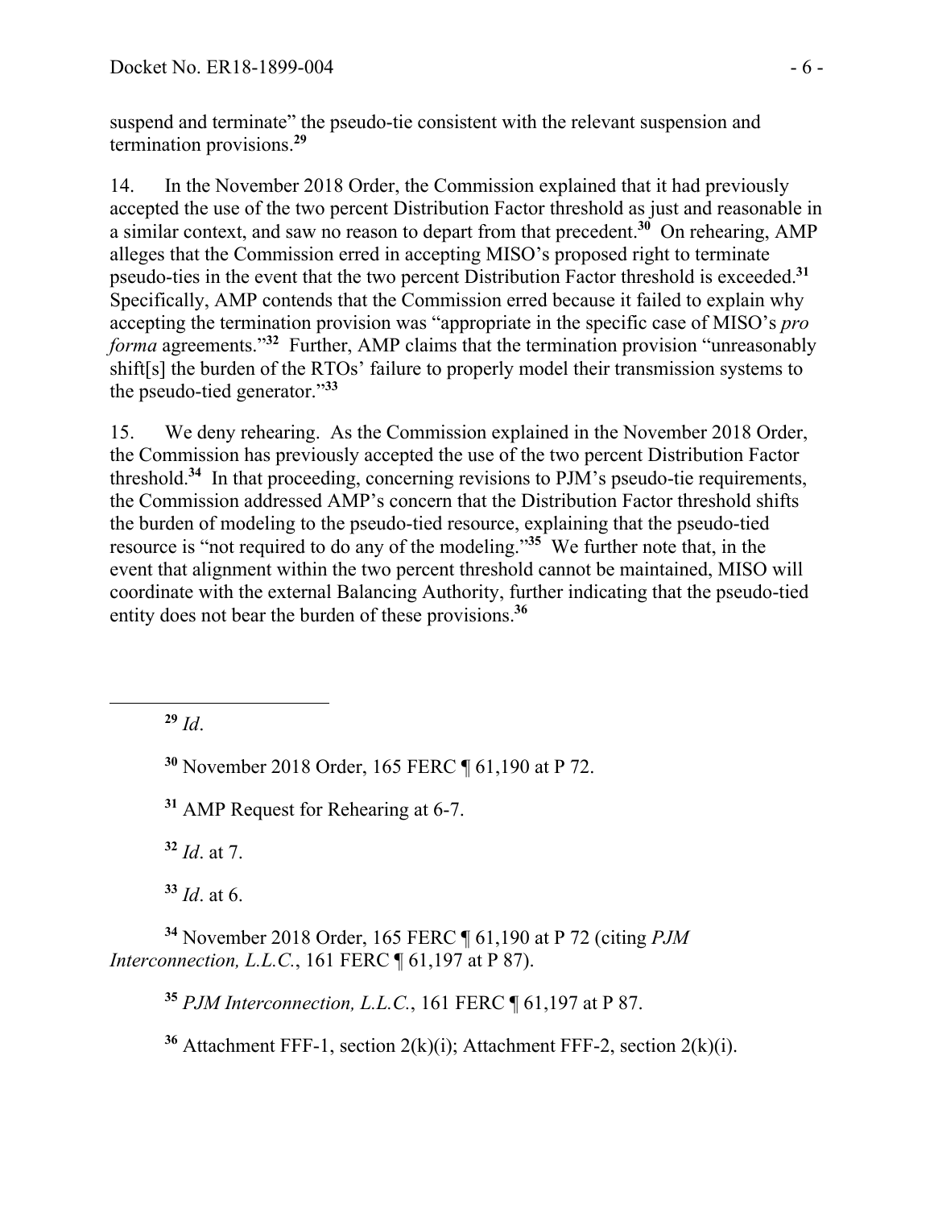suspend and terminate" the pseudo-tie consistent with the relevant suspension and termination provisions.[29]

14. In the November 2018 Order, the Commission explained that it had previously accepted the use of the two percent Distribution Factor threshold as just and reasonable in a similar context, and saw no reason to depart from that precedent.[30] On rehearing, AMP alleges that the Commission erred in accepting MISO's proposed right to terminate pseudo-ties in the event that the two percent Distribution Factor threshold is exceeded.[31] Specifically, AMP contends that the Commission erred because it failed to explain why accepting the termination provision was "appropriate in the specific case of MISO's *pro forma* agreements."[32] Further, AMP claims that the termination provision "unreasonably shift[s] the burden of the RTOs' failure to properly model their transmission systems to the pseudo-tied generator."[33]

15. We deny rehearing. As the Commission explained in the November 2018 Order, the Commission has previously accepted the use of the two percent Distribution Factor threshold.[34] In that proceeding, concerning revisions to PJM's pseudo-tie requirements, the Commission addressed AMP's concern that the Distribution Factor threshold shifts the burden of modeling to the pseudo-tied resource, explaining that the pseudo-tied resource is "not required to do any of the modeling."[35] We further note that, in the event that alignment within the two percent threshold cannot be maintained, MISO will coordinate with the external Balancing Authority, further indicating that the pseudo-tied entity does not bear the burden of these provisions.[36]

---

[29] *Id*.

[30] November 2018 Order, 165 FERC ¶ 61,190 at P 72.

[31] AMP Request for Rehearing at 6-7.

[32] *Id*. at 7.

[33] *Id*. at 6.

[34] November 2018 Order, 165 FERC ¶ 61,190 at P 72 (citing *PJM Interconnection, L.L.C.*, 161 FERC ¶ 61,197 at P 87).

[35] *PJM Interconnection, L.L.C.*, 161 FERC ¶ 61,197 at P 87.

[36] Attachment FFF-1, section 2(k)(i); Attachment FFF-2, section 2(k)(i).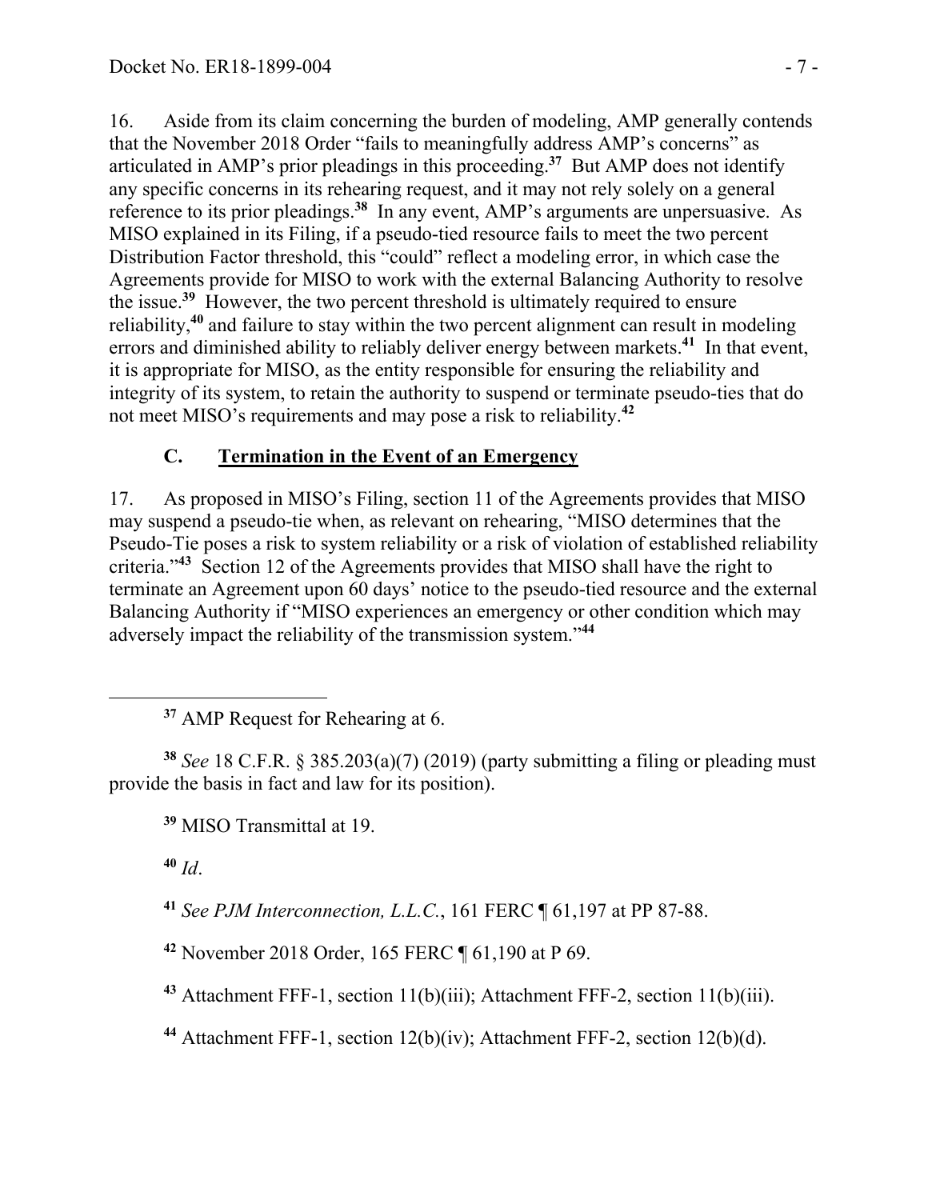16. Aside from its claim concerning the burden of modeling, AMP generally contends that the November 2018 Order "fails to meaningfully address AMP's concerns" as articulated in AMP's prior pleadings in this proceeding.[37] But AMP does not identify any specific concerns in its rehearing request, and it may not rely solely on a general reference to its prior pleadings.[38] In any event, AMP's arguments are unpersuasive. As MISO explained in its Filing, if a pseudo-tied resource fails to meet the two percent Distribution Factor threshold, this "could" reflect a modeling error, in which case the Agreements provide for MISO to work with the external Balancing Authority to resolve the issue.[39] However, the two percent threshold is ultimately required to ensure reliability,[40] and failure to stay within the two percent alignment can result in modeling errors and diminished ability to reliably deliver energy between markets.[41] In that event, it is appropriate for MISO, as the entity responsible for ensuring the reliability and integrity of its system, to retain the authority to suspend or terminate pseudo-ties that do not meet MISO's requirements and may pose a risk to reliability.[42]

### C. Termination in the Event of an Emergency

17. As proposed in MISO's Filing, section 11 of the Agreements provides that MISO may suspend a pseudo-tie when, as relevant on rehearing, "MISO determines that the Pseudo-Tie poses a risk to system reliability or a risk of violation of established reliability criteria."[43] Section 12 of the Agreements provides that MISO shall have the right to terminate an Agreement upon 60 days' notice to the pseudo-tied resource and the external Balancing Authority if "MISO experiences an emergency or other condition which may adversely impact the reliability of the transmission system."[44]

---

[37] AMP Request for Rehearing at 6.

[38] *See* 18 C.F.R. § 385.203(a)(7) (2019) (party submitting a filing or pleading must provide the basis in fact and law for its position).

[39] MISO Transmittal at 19.

[40] *Id*.

[41] *See PJM Interconnection, L.L.C.*, 161 FERC ¶ 61,197 at PP 87-88.

[42] November 2018 Order, 165 FERC ¶ 61,190 at P 69.

[43] Attachment FFF-1, section 11(b)(iii); Attachment FFF-2, section 11(b)(iii).

[44] Attachment FFF-1, section 12(b)(iv); Attachment FFF-2, section 12(b)(d).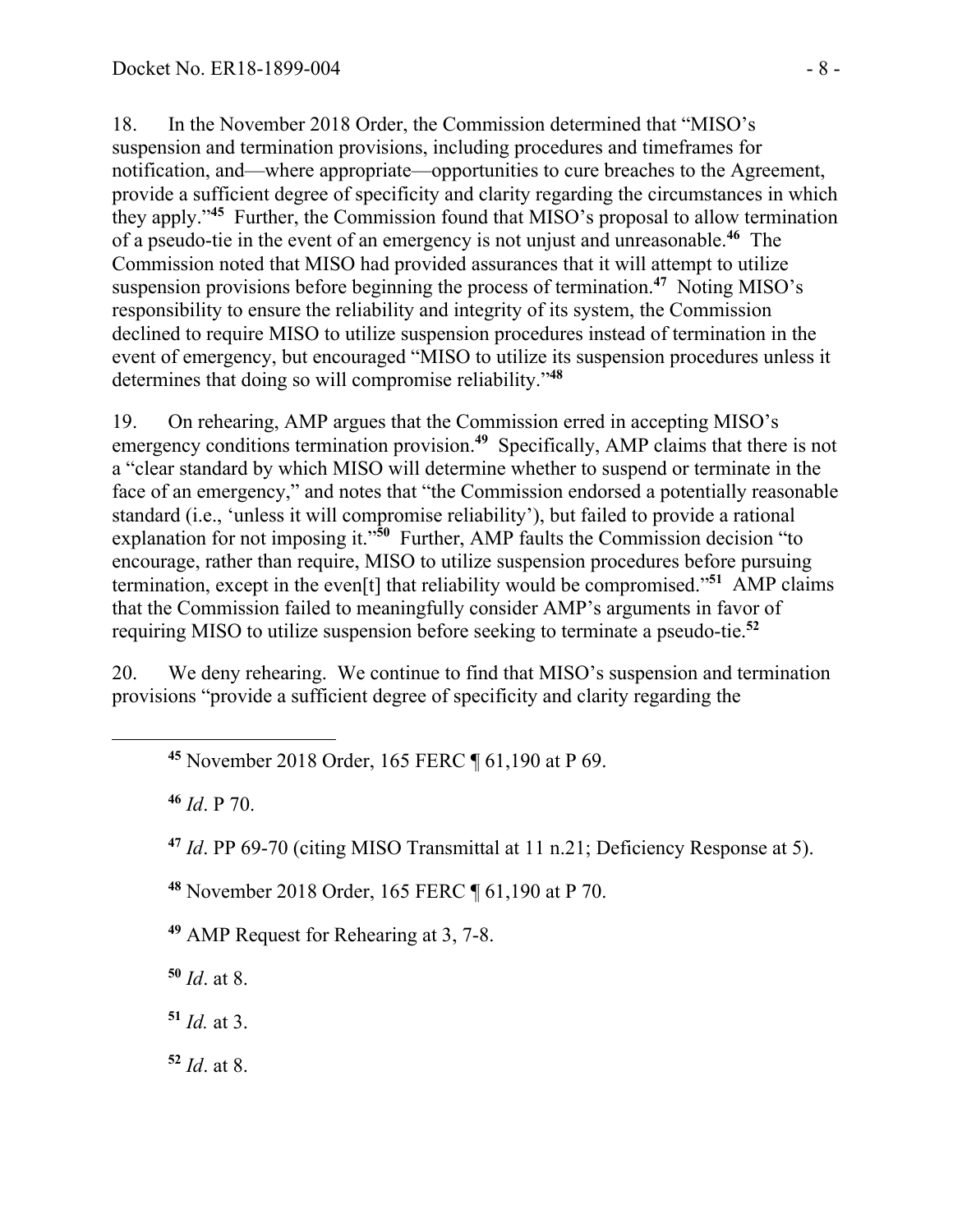18. In the November 2018 Order, the Commission determined that "MISO's suspension and termination provisions, including procedures and timeframes for notification, and—where appropriate—opportunities to cure breaches to the Agreement, provide a sufficient degree of specificity and clarity regarding the circumstances in which they apply."[45] Further, the Commission found that MISO's proposal to allow termination of a pseudo-tie in the event of an emergency is not unjust and unreasonable.[46] The Commission noted that MISO had provided assurances that it will attempt to utilize suspension provisions before beginning the process of termination.[47] Noting MISO's responsibility to ensure the reliability and integrity of its system, the Commission declined to require MISO to utilize suspension procedures instead of termination in the event of emergency, but encouraged "MISO to utilize its suspension procedures unless it determines that doing so will compromise reliability."[48]

19. On rehearing, AMP argues that the Commission erred in accepting MISO's emergency conditions termination provision.[49] Specifically, AMP claims that there is not a "clear standard by which MISO will determine whether to suspend or terminate in the face of an emergency," and notes that "the Commission endorsed a potentially reasonable standard (i.e., 'unless it will compromise reliability'), but failed to provide a rational explanation for not imposing it."[50] Further, AMP faults the Commission decision "to encourage, rather than require, MISO to utilize suspension procedures before pursuing termination, except in the even[t] that reliability would be compromised."[51] AMP claims that the Commission failed to meaningfully consider AMP's arguments in favor of requiring MISO to utilize suspension before seeking to terminate a pseudo-tie.[52]

20. We deny rehearing. We continue to find that MISO's suspension and termination provisions "provide a sufficient degree of specificity and clarity regarding the

---

[45] November 2018 Order, 165 FERC ¶ 61,190 at P 69.

[46] *Id*. P 70.

[47] *Id*. PP 69-70 (citing MISO Transmittal at 11 n.21; Deficiency Response at 5).

[48] November 2018 Order, 165 FERC ¶ 61,190 at P 70.

[49] AMP Request for Rehearing at 3, 7-8.

[50] *Id*. at 8.

[51] *Id.* at 3.

[52] *Id*. at 8.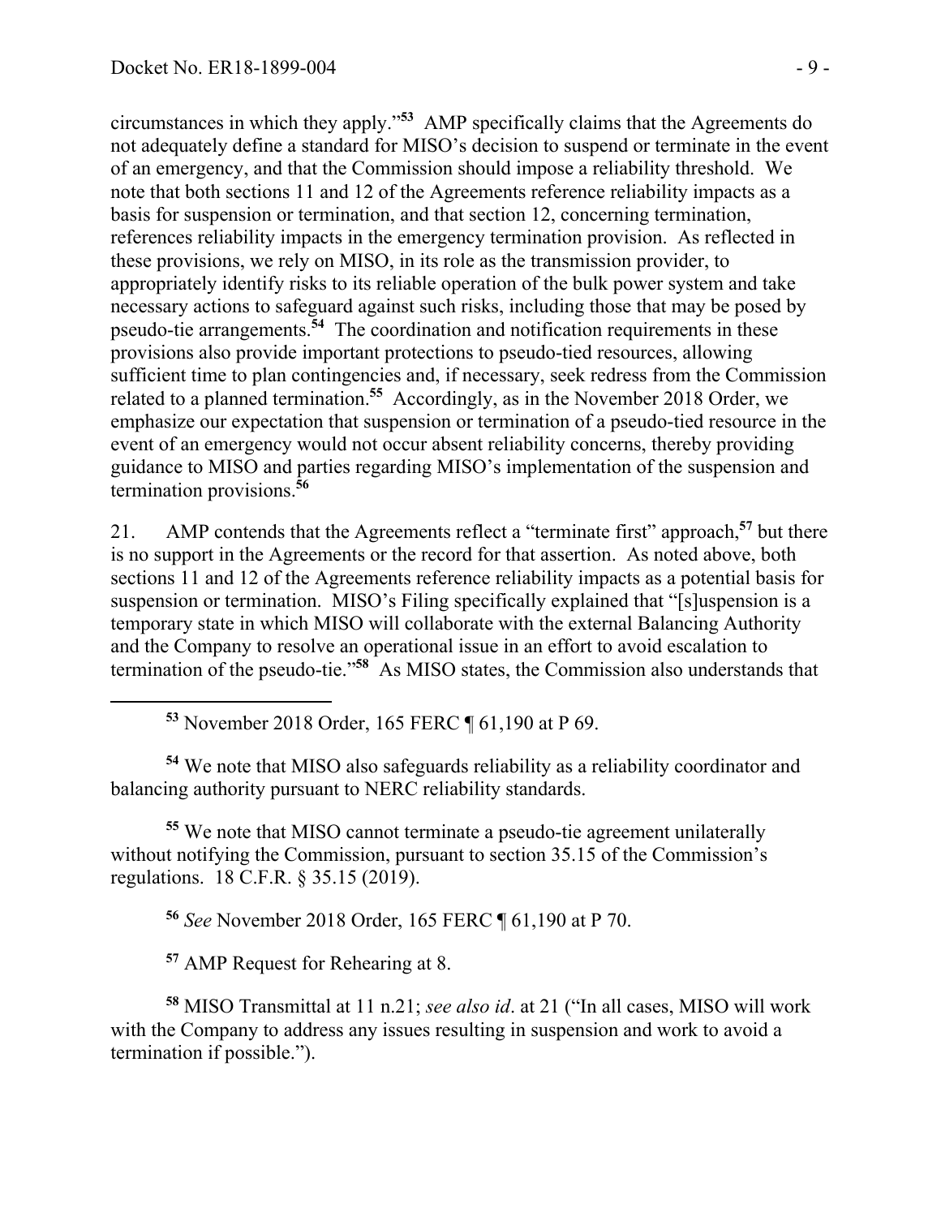circumstances in which they apply."[53] AMP specifically claims that the Agreements do not adequately define a standard for MISO's decision to suspend or terminate in the event of an emergency, and that the Commission should impose a reliability threshold. We note that both sections 11 and 12 of the Agreements reference reliability impacts as a basis for suspension or termination, and that section 12, concerning termination, references reliability impacts in the emergency termination provision. As reflected in these provisions, we rely on MISO, in its role as the transmission provider, to appropriately identify risks to its reliable operation of the bulk power system and take necessary actions to safeguard against such risks, including those that may be posed by pseudo-tie arrangements.[54] The coordination and notification requirements in these provisions also provide important protections to pseudo-tied resources, allowing sufficient time to plan contingencies and, if necessary, seek redress from the Commission related to a planned termination.[55] Accordingly, as in the November 2018 Order, we emphasize our expectation that suspension or termination of a pseudo-tied resource in the event of an emergency would not occur absent reliability concerns, thereby providing guidance to MISO and parties regarding MISO's implementation of the suspension and termination provisions.[56]

21. AMP contends that the Agreements reflect a "terminate first" approach,[57] but there is no support in the Agreements or the record for that assertion. As noted above, both sections 11 and 12 of the Agreements reference reliability impacts as a potential basis for suspension or termination. MISO's Filing specifically explained that "[s]uspension is a temporary state in which MISO will collaborate with the external Balancing Authority and the Company to resolve an operational issue in an effort to avoid escalation to termination of the pseudo-tie."[58] As MISO states, the Commission also understands that

---

[53] November 2018 Order, 165 FERC ¶ 61,190 at P 69.

[54] We note that MISO also safeguards reliability as a reliability coordinator and balancing authority pursuant to NERC reliability standards.

[55] We note that MISO cannot terminate a pseudo-tie agreement unilaterally without notifying the Commission, pursuant to section 35.15 of the Commission's regulations. 18 C.F.R. § 35.15 (2019).

[56] *See* November 2018 Order, 165 FERC ¶ 61,190 at P 70.

[57] AMP Request for Rehearing at 8.

[58] MISO Transmittal at 11 n.21; *see also id*. at 21 ("In all cases, MISO will work with the Company to address any issues resulting in suspension and work to avoid a termination if possible.").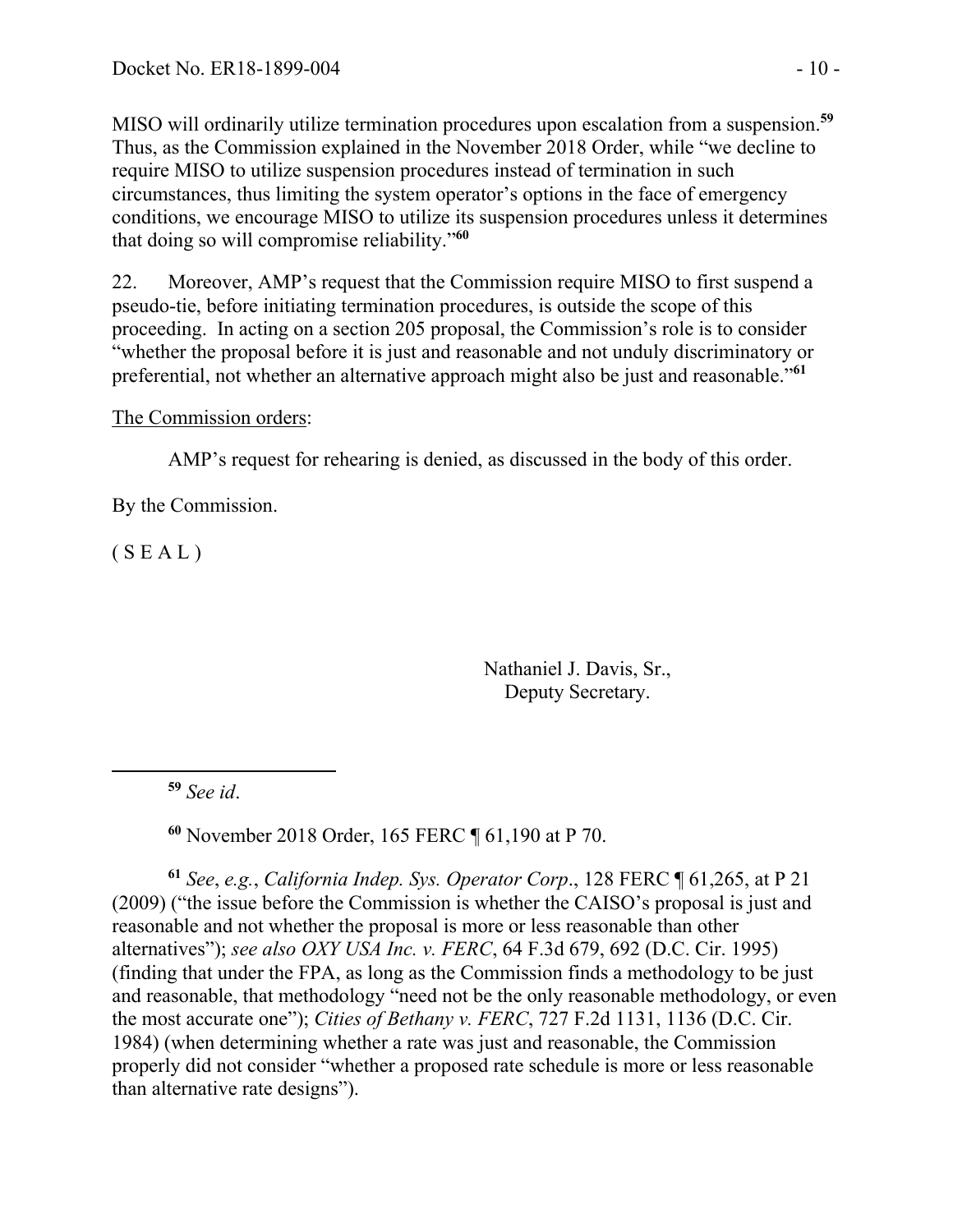MISO will ordinarily utilize termination procedures upon escalation from a suspension.[59] Thus, as the Commission explained in the November 2018 Order, while "we decline to require MISO to utilize suspension procedures instead of termination in such circumstances, thus limiting the system operator's options in the face of emergency conditions, we encourage MISO to utilize its suspension procedures unless it determines that doing so will compromise reliability."[60]

22. Moreover, AMP's request that the Commission require MISO to first suspend a pseudo-tie, before initiating termination procedures, is outside the scope of this proceeding. In acting on a section 205 proposal, the Commission's role is to consider "whether the proposal before it is just and reasonable and not unduly discriminatory or preferential, not whether an alternative approach might also be just and reasonable."[61]

The Commission orders:

AMP's request for rehearing is denied, as discussed in the body of this order.

By the Commission.

( S E A L )

Nathaniel J. Davis, Sr.,
Deputy Secretary.

---

[59] *See id*.

[60] November 2018 Order, 165 FERC ¶ 61,190 at P 70.

[61] *See*, *e.g.*, *California Indep. Sys. Operator Corp*., 128 FERC ¶ 61,265, at P 21 (2009) ("the issue before the Commission is whether the CAISO's proposal is just and reasonable and not whether the proposal is more or less reasonable than other alternatives"); *see also OXY USA Inc. v. FERC*, 64 F.3d 679, 692 (D.C. Cir. 1995) (finding that under the FPA, as long as the Commission finds a methodology to be just and reasonable, that methodology "need not be the only reasonable methodology, or even the most accurate one"); *Cities of Bethany v. FERC*, 727 F.2d 1131, 1136 (D.C. Cir. 1984) (when determining whether a rate was just and reasonable, the Commission properly did not consider "whether a proposed rate schedule is more or less reasonable than alternative rate designs").